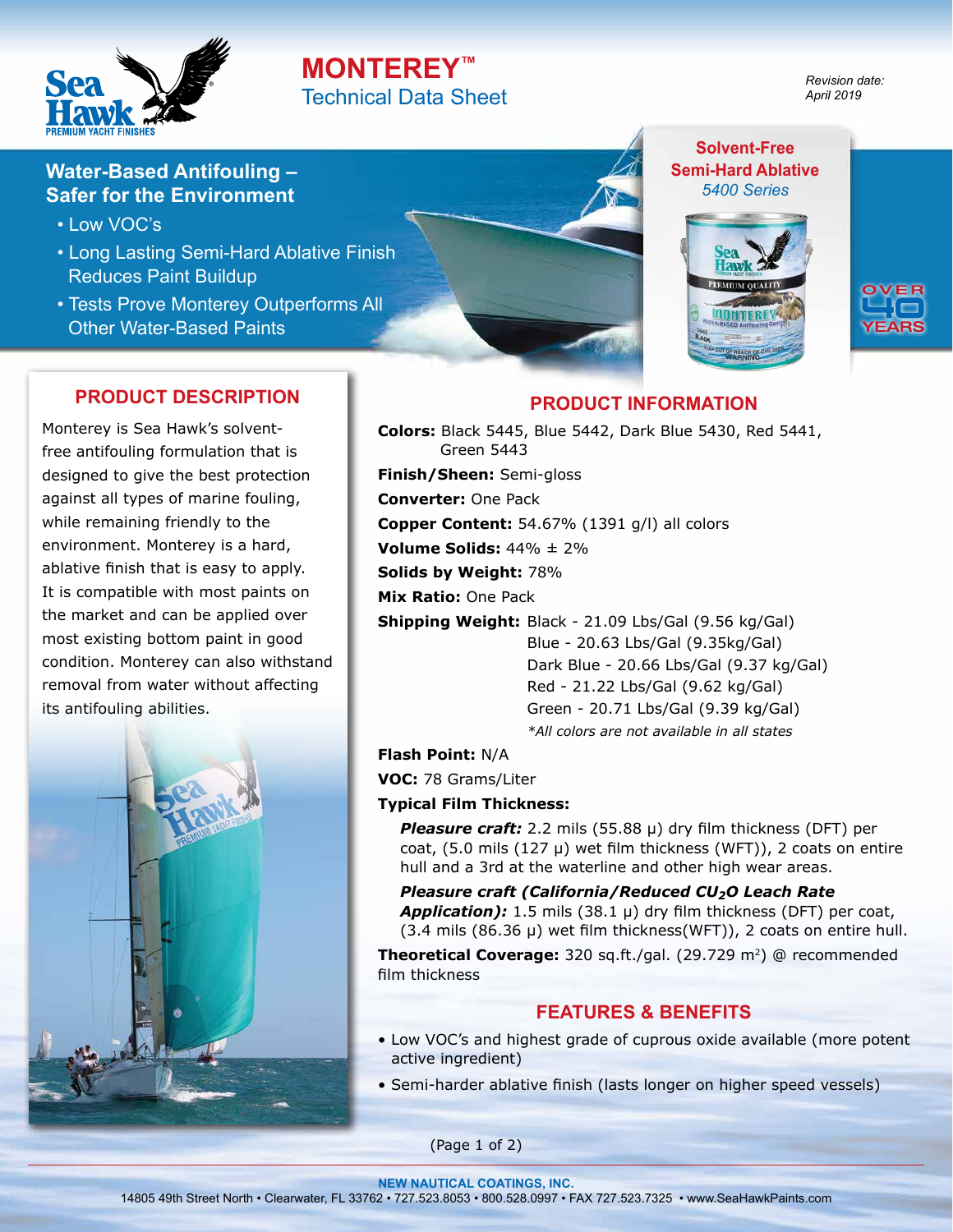# MONTEREY™

## Technical Data Sheet

*Revision date: April 2019*

### Water-Based Antifouling – Safer for the Environment

- Low VOC's
- Long Lasting Semi-Hard Ablative Finish Reduces Paint Buildup
- Tests Prove Monterey Outperforms All Other Water-Based Paints

**Solvent-Free Semi-Hard Ablative**
*5400 Series*

## PRODUCT DESCRIPTION

Monterey is Sea Hawk's solvent-free antifouling formulation that is designed to give the best protection against all types of marine fouling, while remaining friendly to the environment. Monterey is a hard, ablative finish that is easy to apply. It is compatible with most paints on the market and can be applied over most existing bottom paint in good condition. Monterey can also withstand removal from water without affecting its antifouling abilities.

## PRODUCT INFORMATION

**Colors:** Black 5445, Blue 5442, Dark Blue 5430, Red 5441, Green 5443

**Finish/Sheen:** Semi-gloss

**Converter:** One Pack

**Copper Content:** 54.67% (1391 g/l) all colors

**Volume Solids:** 44% ± 2%

**Solids by Weight:** 78%

**Mix Ratio:** One Pack

**Shipping Weight:** Black - 21.09 Lbs/Gal (9.56 kg/Gal)
Blue - 20.63 Lbs/Gal (9.35kg/Gal)
Dark Blue - 20.66 Lbs/Gal (9.37 kg/Gal)
Red - 21.22 Lbs/Gal (9.62 kg/Gal)
Green - 20.71 Lbs/Gal (9.39 kg/Gal)
*\*All colors are not available in all states*

**Flash Point:** N/A

**VOC:** 78 Grams/Liter

**Typical Film Thickness:**

***Pleasure craft:*** 2.2 mils (55.88 µ) dry film thickness (DFT) per coat, (5.0 mils (127 µ) wet film thickness (WFT)), 2 coats on entire hull and a 3rd at the waterline and other high wear areas.

***Pleasure craft (California/Reduced $CU_2O$ Leach Rate Application):*** 1.5 mils (38.1 µ) dry film thickness (DFT) per coat, (3.4 mils (86.36 µ) wet film thickness(WFT)), 2 coats on entire hull.

**Theoretical Coverage:** 320 sq.ft./gal. (29.729 $m^2$) @ recommended film thickness

## FEATURES & BENEFITS

- Low VOC's and highest grade of cuprous oxide available (more potent active ingredient)
- Semi-harder ablative finish (lasts longer on higher speed vessels)

**NEW NAUTICAL COATINGS, INC.**
14805 49th Street North • Clearwater, FL 33762 • 727.523.8053 • 800.528.0997 • FAX 727.523.7325 • www.SeaHawkPaints.com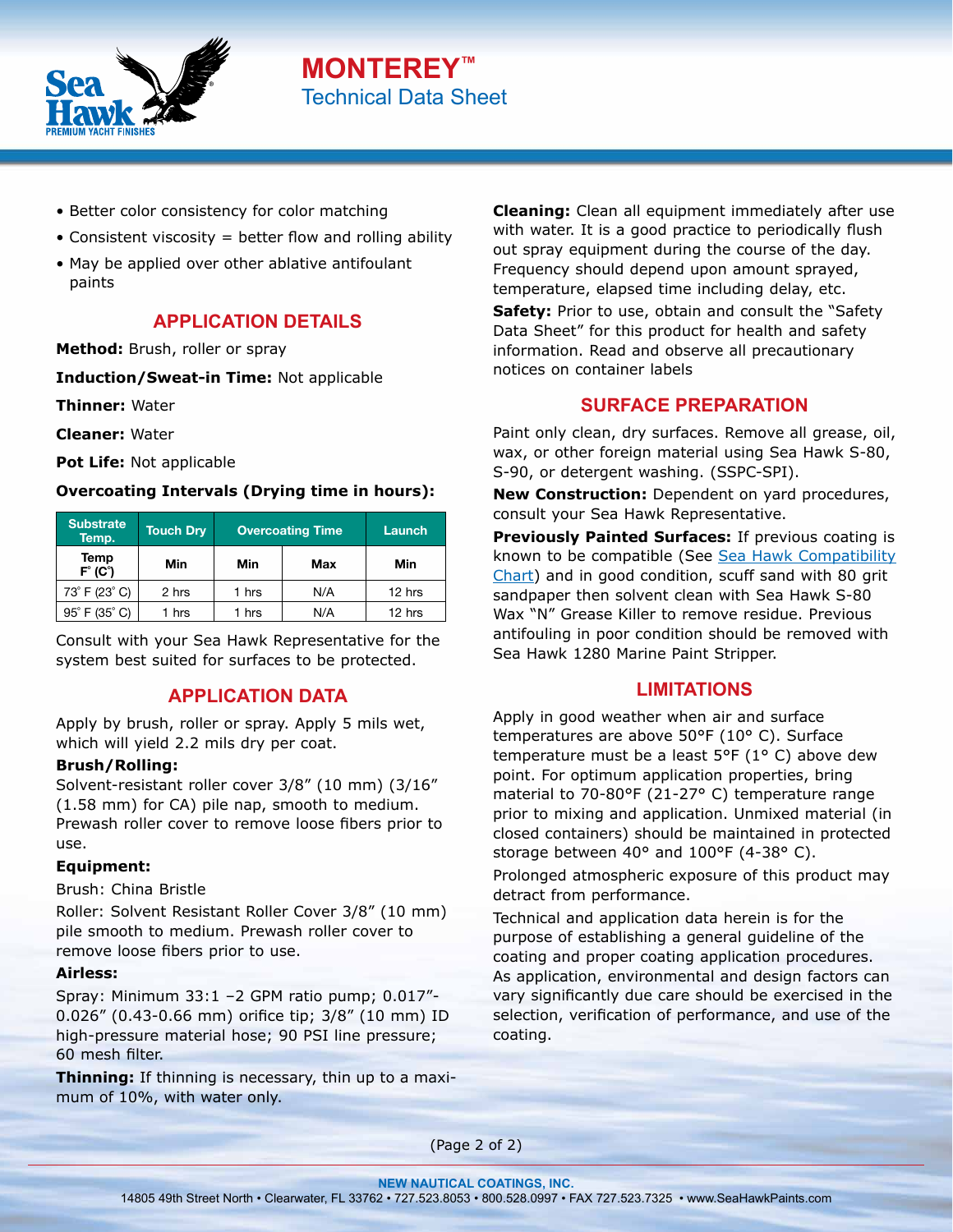# MONTEREY™

## Technical Data Sheet

- Better color consistency for color matching
- Consistent viscosity = better flow and rolling ability
- May be applied over other ablative antifoulant paints

## APPLICATION DETAILS

**Method:** Brush, roller or spray

**Induction/Sweat-in Time:** Not applicable

**Thinner:** Water

**Cleaner:** Water

**Pot Life:** Not applicable

**Overcoating Intervals (Drying time in hours):**

| Substrate Temp. | Touch Dry | Overcoating Time | | Launch |
|---|---|---|---|---|
| Temp F° (C°) | Min | Min | Max | Min |
| 73° F (23° C) | 2 hrs | 1 hrs | N/A | 12 hrs |
| 95° F (35° C) | 1 hrs | 1 hrs | N/A | 12 hrs |

Consult with your Sea Hawk Representative for the system best suited for surfaces to be protected.

## APPLICATION DATA

Apply by brush, roller or spray. Apply 5 mils wet, which will yield 2.2 mils dry per coat.

**Brush/Rolling:**

Solvent-resistant roller cover 3/8″ (10 mm) (3/16″ (1.58 mm) for CA) pile nap, smooth to medium. Prewash roller cover to remove loose fibers prior to use.

**Equipment:**

Brush: China Bristle

Roller: Solvent Resistant Roller Cover 3/8″ (10 mm) pile smooth to medium. Prewash roller cover to remove loose fibers prior to use.

**Airless:**

Spray: Minimum 33:1 –2 GPM ratio pump; 0.017″-0.026″ (0.43-0.66 mm) orifice tip; 3/8″ (10 mm) ID high-pressure material hose; 90 PSI line pressure; 60 mesh filter.

**Thinning:** If thinning is necessary, thin up to a maximum of 10%, with water only.

**Cleaning:** Clean all equipment immediately after use with water. It is a good practice to periodically flush out spray equipment during the course of the day. Frequency should depend upon amount sprayed, temperature, elapsed time including delay, etc.

**Safety:** Prior to use, obtain and consult the "Safety Data Sheet" for this product for health and safety information. Read and observe all precautionary notices on container labels

## SURFACE PREPARATION

Paint only clean, dry surfaces. Remove all grease, oil, wax, or other foreign material using Sea Hawk S-80, S-90, or detergent washing. (SSPC-SP1).

**New Construction:** Dependent on yard procedures, consult your Sea Hawk Representative.

**Previously Painted Surfaces:** If previous coating is known to be compatible (See Sea Hawk Compatibility Chart) and in good condition, scuff sand with 80 grit sandpaper then solvent clean with Sea Hawk S-80 Wax "N" Grease Killer to remove residue. Previous antifouling in poor condition should be removed with Sea Hawk 1280 Marine Paint Stripper.

## LIMITATIONS

Apply in good weather when air and surface temperatures are above 50°F (10° C). Surface temperature must be a least 5°F (1° C) above dew point. For optimum application properties, bring material to 70-80°F (21-27° C) temperature range prior to mixing and application. Unmixed material (in closed containers) should be maintained in protected storage between 40° and 100°F (4-38° C).

Prolonged atmospheric exposure of this product may detract from performance.

Technical and application data herein is for the purpose of establishing a general guideline of the coating and proper coating application procedures. As application, environmental and design factors can vary significantly due care should be exercised in the selection, verification of performance, and use of the coating.

**NEW NAUTICAL COATINGS, INC.**

14805 49th Street North • Clearwater, FL 33762 • 727.523.8053 • 800.528.0997 • FAX 727.523.7325 • www.SeaHawkPaints.com